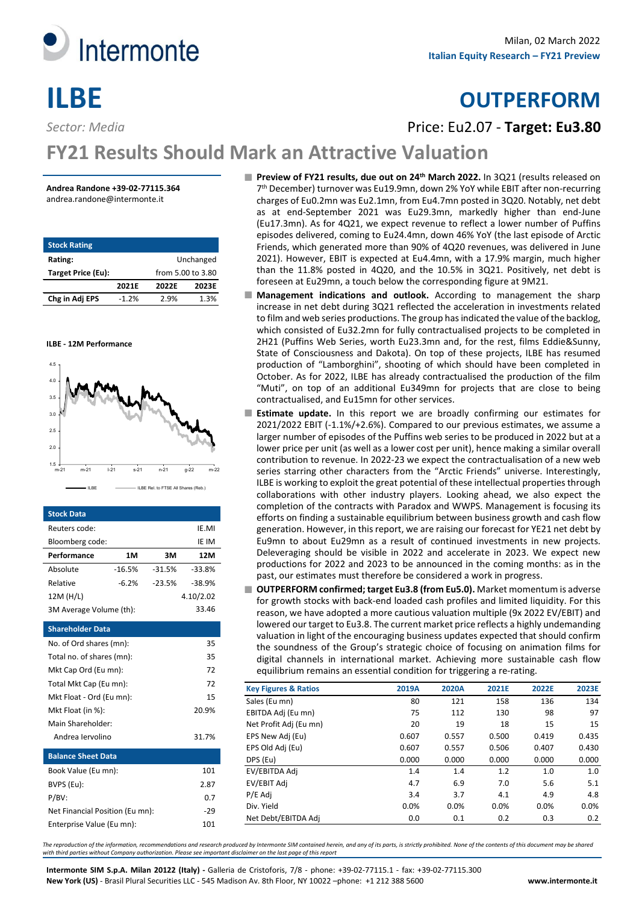Intermonte

Milan, 02 March 2022

**Italian Equity Research – FY21 Preview**

# ILBE

# OUTPERFORM

*Sector: Media*

Price: Eu2.07 - **Target: Eu3.80**

## FY21 Results Should Mark an Attractive Valuation

**Andrea Randone +39-02-77115.364**
andrea.randone@intermonte.it

| Stock Rating | | | |
|---|---|---|---|
| **Rating:** | | | Unchanged |
| **Target Price (Eu):** | | | from 5.00 to 3.80 |
| | **2021E** | **2022E** | **2023E** |
| **Chg in Adj EPS** | -1.2% | 2.9% | 1.3% |

**ILBE - 12M Performance**

ILBE — ILBE Rel. to FTSE All Shares (Reb.)

| Stock Data | | | |
|---|---|---|---|
| Reuters code: | | | IE.MI |
| Bloomberg code: | | | IE IM |
| **Performance** | **1M** | **3M** | **12M** |
| Absolute | -16.5% | -31.5% | -33.8% |
| Relative | -6.2% | -23.5% | -38.9% |
| 12M (H/L) | | | 4.10/2.02 |
| 3M Average Volume (th): | | | 33.46 |

| Shareholder Data | |
|---|---|
| No. of Ord shares (mn): | 35 |
| Total no. of shares (mn): | 35 |
| Mkt Cap Ord (Eu mn): | 72 |
| Total Mkt Cap (Eu mn): | 72 |
| Mkt Float - Ord (Eu mn): | 15 |
| Mkt Float (in %): | 20.9% |
| Main Shareholder: | |
| Andrea Iervolino | 31.7% |

| Balance Sheet Data | |
|---|---|
| Book Value (Eu mn): | 101 |
| BVPS (Eu): | 2.87 |
| P/BV: | 0.7 |
| Net Financial Position (Eu mn): | -29 |
| Enterprise Value (Eu mn): | 101 |

- **Preview of FY21 results, due out on 24th March 2022.** In 3Q21 (results released on 7th December) turnover was Eu19.9mn, down 2% YoY while EBIT after non-recurring charges of Eu0.2mn was Eu2.1mn, from Eu4.7mn posted in 3Q20. Notably, net debt as at end-September 2021 was Eu29.3mn, markedly higher than end-June (Eu17.3mn). As for 4Q21, we expect revenue to reflect a lower number of Puffins episodes delivered, coming to Eu24.4mn, down 46% YoY (the last episode of Arctic Friends, which generated more than 90% of 4Q20 revenues, was delivered in June 2021). However, EBIT is expected at Eu4.4mn, with a 17.9% margin, much higher than the 11.8% posted in 4Q20, and the 10.5% in 3Q21. Positively, net debt is foreseen at Eu29mn, a touch below the corresponding figure at 9M21.
- **Management indications and outlook.** According to management the sharp increase in net debt during 3Q21 reflected the acceleration in investments related to film and web series productions. The group has indicated the value of the backlog, which consisted of Eu32.2mn for fully contractualised projects to be completed in 2H21 (Puffins Web Series, worth Eu23.3mn and, for the rest, films Eddie&Sunny, State of Consciousness and Dakota). On top of these projects, ILBE has resumed production of "Lamborghini", shooting of which should have been completed in October. As for 2022, ILBE has already contractualised the production of the film "Muti", on top of an additional Eu349mn for projects that are close to being contractualised, and Eu15mn for other services.
- **Estimate update.** In this report we are broadly confirming our estimates for 2021/2022 EBIT (-1.1%/+2.6%). Compared to our previous estimates, we assume a larger number of episodes of the Puffins web series to be produced in 2022 but at a lower price per unit (as well as a lower cost per unit), hence making a similar overall contribution to revenue. In 2022-23 we expect the contractualisation of a new web series starring other characters from the "Arctic Friends" universe. Interestingly, ILBE is working to exploit the great potential of these intellectual properties through collaborations with other industry players. Looking ahead, we also expect the completion of the contracts with Paradox and WWPS. Management is focusing its efforts on finding a sustainable equilibrium between business growth and cash flow generation. However, in this report, we are raising our forecast for YE21 net debt by Eu9mn to about Eu29mn as a result of continued investments in new projects. Deleveraging should be visible in 2022 and accelerate in 2023. We expect new productions for 2022 and 2023 to be announced in the coming months: as in the past, our estimates must therefore be considered a work in progress.
- **OUTPERFORM confirmed; target Eu3.8 (from Eu5.0).** Market momentum is adverse for growth stocks with back-end loaded cash profiles and limited liquidity. For this reason, we have adopted a more cautious valuation multiple (9x 2022 EV/EBIT) and lowered our target to Eu3.8. The current market price reflects a highly undemanding valuation in light of the encouraging business updates expected that should confirm the soundness of the Group's strategic choice of focusing on animation films for digital channels in international market. Achieving more sustainable cash flow equilibrium remains an essential condition for triggering a re-rating.

| Key Figures & Ratios | 2019A | 2020A | 2021E | 2022E | 2023E |
|---|---|---|---|---|---|
| Sales (Eu mn) | 80 | 121 | 158 | 136 | 134 |
| EBITDA Adj (Eu mn) | 75 | 112 | 130 | 98 | 97 |
| Net Profit Adj (Eu mn) | 20 | 19 | 18 | 15 | 15 |
| EPS New Adj (Eu) | 0.607 | 0.557 | 0.500 | 0.419 | 0.435 |
| EPS Old Adj (Eu) | 0.607 | 0.557 | 0.506 | 0.407 | 0.430 |
| DPS (Eu) | 0.000 | 0.000 | 0.000 | 0.000 | 0.000 |
| EV/EBITDA Adj | 1.4 | 1.4 | 1.2 | 1.0 | 1.0 |
| EV/EBIT Adj | 4.7 | 6.9 | 7.0 | 5.6 | 5.1 |
| P/E Adj | 3.4 | 3.7 | 4.1 | 4.9 | 4.8 |
| Div. Yield | 0.0% | 0.0% | 0.0% | 0.0% | 0.0% |
| Net Debt/EBITDA Adj | 0.0 | 0.1 | 0.2 | 0.3 | 0.2 |

*The reproduction of the information, recommendations and research produced by Intermonte SIM contained herein, and any of its parts, is strictly prohibited. None of the contents of this document may be shared with third parties without Company authorization. Please see important disclaimer on the last page of this report*

**Intermonte SIM S.p.A. Milan 20122 (Italy) -** Galleria de Cristoforis, 7/8 - phone: +39-02-77115.1 - fax: +39-02-77115.300
**New York (US)** - Brasil Plural Securities LLC - 545 Madison Av. 8th Floor, NY 10022 –phone: +1 212 388 5600 **www.intermonte.it**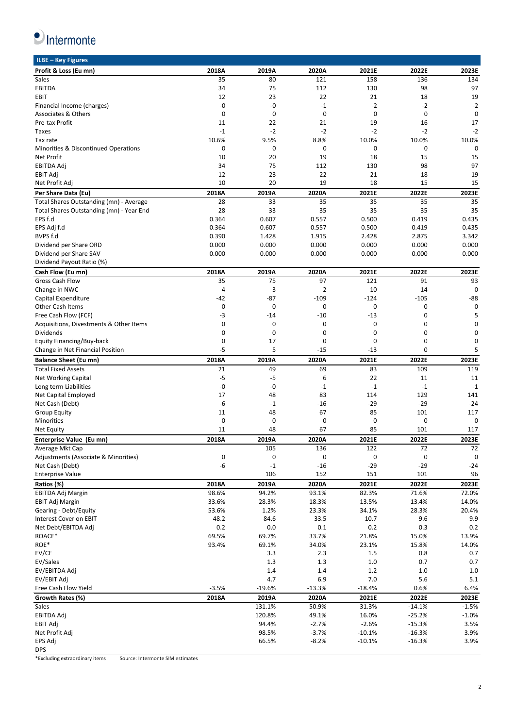## ILBE – Key Figures

| Profit & Loss (Eu mn) | 2018A | 2019A | 2020A | 2021E | 2022E | 2023E |
|---|---|---|---|---|---|---|
| Sales | 35 | 80 | 121 | 158 | 136 | 134 |
| EBITDA | 34 | 75 | 112 | 130 | 98 | 97 |
| EBIT | 12 | 23 | 22 | 21 | 18 | 19 |
| Financial Income (charges) | -0 | -0 | -1 | -2 | -2 | -2 |
| Associates & Others | 0 | 0 | 0 | 0 | 0 | 0 |
| Pre-tax Profit | 11 | 22 | 21 | 19 | 16 | 17 |
| Taxes | -1 | -2 | -2 | -2 | -2 | -2 |
| Tax rate | 10.6% | 9.5% | 8.8% | 10.0% | 10.0% | 10.0% |
| Minorities & Discontinued Operations | 0 | 0 | 0 | 0 | 0 | 0 |
| Net Profit | 10 | 20 | 19 | 18 | 15 | 15 |
| EBITDA Adj | 34 | 75 | 112 | 130 | 98 | 97 |
| EBIT Adj | 12 | 23 | 22 | 21 | 18 | 19 |
| Net Profit Adj | 10 | 20 | 19 | 18 | 15 | 15 |
| **Per Share Data (Eu)** | **2018A** | **2019A** | **2020A** | **2021E** | **2022E** | **2023E** |
| Total Shares Outstanding (mn) - Average | 28 | 33 | 35 | 35 | 35 | 35 |
| Total Shares Outstanding (mn) - Year End | 28 | 33 | 35 | 35 | 35 | 35 |
| EPS f.d | 0.364 | 0.607 | 0.557 | 0.500 | 0.419 | 0.435 |
| EPS Adj f.d | 0.364 | 0.607 | 0.557 | 0.500 | 0.419 | 0.435 |
| BVPS f.d | 0.390 | 1.428 | 1.915 | 2.428 | 2.875 | 3.342 |
| Dividend per Share ORD | 0.000 | 0.000 | 0.000 | 0.000 | 0.000 | 0.000 |
| Dividend per Share SAV | 0.000 | 0.000 | 0.000 | 0.000 | 0.000 | 0.000 |
| Dividend Payout Ratio (%) | | | | | | |
| **Cash Flow (Eu mn)** | **2018A** | **2019A** | **2020A** | **2021E** | **2022E** | **2023E** |
| Gross Cash Flow | 35 | 75 | 97 | 121 | 91 | 93 |
| Change in NWC | 4 | -3 | 2 | -10 | 14 | -0 |
| Capital Expenditure | -42 | -87 | -109 | -124 | -105 | -88 |
| Other Cash Items | 0 | 0 | 0 | 0 | 0 | 0 |
| Free Cash Flow (FCF) | -3 | -14 | -10 | -13 | 0 | 5 |
| Acquisitions, Divestments & Other Items | 0 | 0 | 0 | 0 | 0 | 0 |
| Dividends | 0 | 0 | 0 | 0 | 0 | 0 |
| Equity Financing/Buy-back | 0 | 17 | 0 | 0 | 0 | 0 |
| Change in Net Financial Position | -5 | 5 | -15 | -13 | 0 | 5 |
| **Balance Sheet (Eu mn)** | **2018A** | **2019A** | **2020A** | **2021E** | **2022E** | **2023E** |
| Total Fixed Assets | 21 | 49 | 69 | 83 | 109 | 119 |
| Net Working Capital | -5 | -5 | 6 | 22 | 11 | 11 |
| Long term Liabilities | -0 | -0 | -1 | -1 | -1 | -1 |
| Net Capital Employed | 17 | 48 | 83 | 114 | 129 | 141 |
| Net Cash (Debt) | -6 | -1 | -16 | -29 | -29 | -24 |
| Group Equity | 11 | 48 | 67 | 85 | 101 | 117 |
| Minorities | 0 | 0 | 0 | 0 | 0 | 0 |
| Net Equity | 11 | 48 | 67 | 85 | 101 | 117 |
| **Enterprise Value (Eu mn)** | **2018A** | **2019A** | **2020A** | **2021E** | **2022E** | **2023E** |
| Average Mkt Cap | | 105 | 136 | 122 | 72 | 72 |
| Adjustments (Associate & Minorities) | 0 | 0 | 0 | 0 | 0 | 0 |
| Net Cash (Debt) | -6 | -1 | -16 | -29 | -29 | -24 |
| Enterprise Value | | 106 | 152 | 151 | 101 | 96 |
| **Ratios (%)** | **2018A** | **2019A** | **2020A** | **2021E** | **2022E** | **2023E** |
| EBITDA Adj Margin | 98.6% | 94.2% | 93.1% | 82.3% | 71.6% | 72.0% |
| EBIT Adj Margin | 33.6% | 28.3% | 18.3% | 13.5% | 13.4% | 14.0% |
| Gearing - Debt/Equity | 53.6% | 1.2% | 23.3% | 34.1% | 28.3% | 20.4% |
| Interest Cover on EBIT | 48.2 | 84.6 | 33.5 | 10.7 | 9.6 | 9.9 |
| Net Debt/EBITDA Adj | 0.2 | 0.0 | 0.1 | 0.2 | 0.3 | 0.2 |
| ROACE* | 69.5% | 69.7% | 33.7% | 21.8% | 15.0% | 13.9% |
| ROE* | 93.4% | 69.1% | 34.0% | 23.1% | 15.8% | 14.0% |
| EV/CE | | 3.3 | 2.3 | 1.5 | 0.8 | 0.7 |
| EV/Sales | | 1.3 | 1.3 | 1.0 | 0.7 | 0.7 |
| EV/EBITDA Adj | | 1.4 | 1.4 | 1.2 | 1.0 | 1.0 |
| EV/EBIT Adj | | 4.7 | 6.9 | 7.0 | 5.6 | 5.1 |
| Free Cash Flow Yield | -3.5% | -19.6% | -13.3% | -18.4% | 0.6% | 6.4% |
| **Growth Rates (%)** | **2018A** | **2019A** | **2020A** | **2021E** | **2022E** | **2023E** |
| Sales | | 131.1% | 50.9% | 31.3% | -14.1% | -1.5% |
| EBITDA Adj | | 120.8% | 49.1% | 16.0% | -25.2% | -1.0% |
| EBIT Adj | | 94.4% | -2.7% | -2.6% | -15.3% | 3.5% |
| Net Profit Adj | | 98.5% | -3.7% | -10.1% | -16.3% | 3.9% |
| EPS Adj | | 66.5% | -8.2% | -10.1% | -16.3% | 3.9% |
| DPS | | | | | | |

*Excluding extraordinary items    Source: Intermonte SIM estimates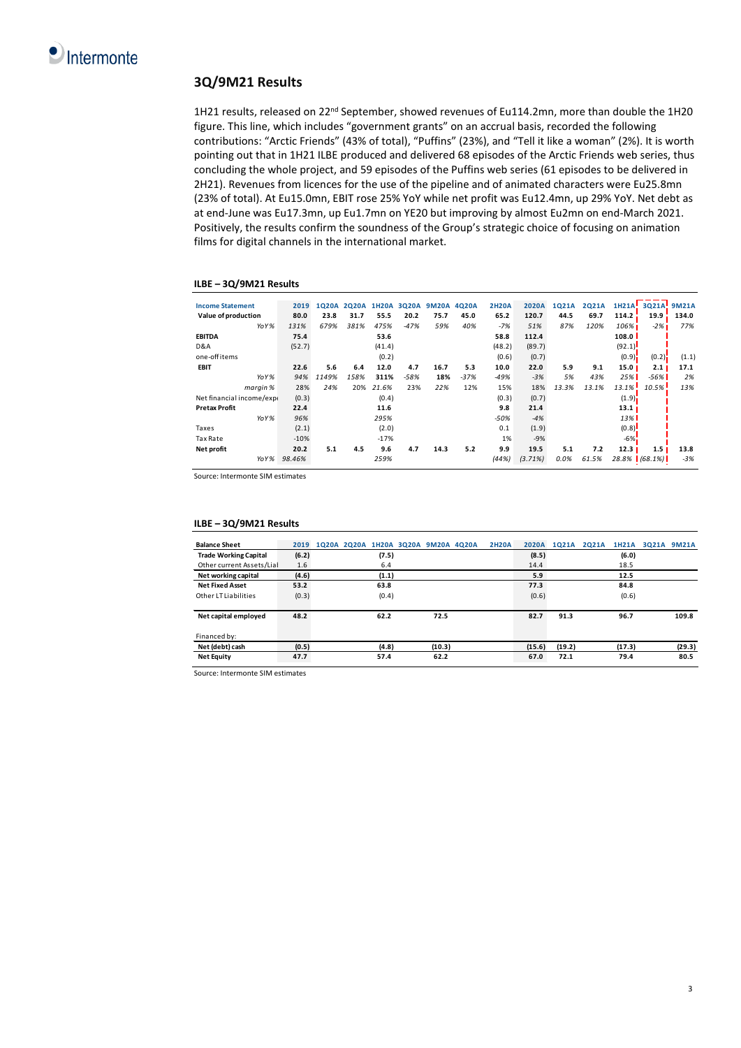## 3Q/9M21 Results

1H21 results, released on 22[nd] September, showed revenues of Eu114.2mn, more than double the 1H20 figure. This line, which includes "government grants" on an accrual basis, recorded the following contributions: "Arctic Friends" (43% of total), "Puffins" (23%), and "Tell it like a woman" (2%). It is worth pointing out that in 1H21 ILBE produced and delivered 68 episodes of the Arctic Friends web series, thus concluding the whole project, and 59 episodes of the Puffins web series (61 episodes to be delivered in 2H21). Revenues from licences for the use of the pipeline and of animated characters were Eu25.8mn (23% of total). At Eu15.0mn, EBIT rose 25% YoY while net profit was Eu12.4mn, up 29% YoY. Net debt as at end-June was Eu17.3mn, up Eu1.7mn on YE20 but improving by almost Eu2mn on end-March 2021. Positively, the results confirm the soundness of the Group's strategic choice of focusing on animation films for digital channels in the international market.

**ILBE – 3Q/9M21 Results**

| Income Statement | 2019 | 1Q20A | 2Q20A | 1H20A | 3Q20A | 9M20A | 4Q20A | 2H20A | 2020A | 1Q21A | 2Q21A | 1H21A | 3Q21A | 9M21A |
|---|---|---|---|---|---|---|---|---|---|---|---|---|---|---|
| **Value of production** | **80.0** | **23.8** | **31.7** | **55.5** | **20.2** | **75.7** | **45.0** | **65.2** | **120.7** | **44.5** | **69.7** | **114.2** | **19.9** | **134.0** |
| *YoY %* | *131%* | *679%* | *381%* | *475%* | *-47%* | *59%* | *40%* | *-7%* | *51%* | *87%* | *120%* | *106%* | *-2%* | *77%* |
| **EBITDA** | **75.4** | | | **53.6** | | | | **58.8** | **112.4** | | | **108.0** | | |
| D&A | (52.7) | | | (41.4) | | | | (48.2) | (89.7) | | | (92.1) | | |
| one-off items | | | | (0.2) | | | | (0.6) | (0.7) | | | (0.9) | (0.2) | (1.1) |
| **EBIT** | **22.6** | **5.6** | **6.4** | **12.0** | **4.7** | **16.7** | **5.3** | **10.0** | **22.0** | **5.9** | **9.1** | **15.0** | **2.1** | **17.1** |
| *YoY %* | *94%* | *1149%* | *158%* | **311%** | *-58%* | **18%** | *-37%* | *-49%* | *-3%* | *5%* | *43%* | *25%* | *-56%* | *2%* |
| *margin %* | 28% | 24% | 20% | *21.6%* | 23% | *22%* | 12% | 15% | 18% | *13.3%* | *13.1%* | *13.1%* | *10.5%* | 13% |
| Net financial income/expe | (0.3) | | | (0.4) | | | | (0.3) | (0.7) | | | (1.9) | | |
| **Pretax Profit** | **22.4** | | | **11.6** | | | | **9.8** | **21.4** | | | **13.1** | | |
| *YoY %* | *96%* | | | *295%* | | | | *-50%* | *-4%* | | | *13%* | | |
| Taxes | (2.1) | | | (2.0) | | | | 0.1 | (1.9) | | | (0.8) | | |
| Tax Rate | -10% | | | -17% | | | | 1% | -9% | | | -6% | | |
| **Net profit** | **20.2** | **5.1** | **4.5** | **9.6** | **4.7** | **14.3** | **5.2** | **9.9** | **19.5** | **5.1** | **7.2** | **12.3** | **1.5** | **13.8** |
| *YoY %* | *98.46%* | | | *259%* | | | | *(44%)* | *(3.71%)* | *0.0%* | *61.5%* | *28.8%* | *(68.1%)* | *-3%* |

Source: Intermonte SIM estimates

**ILBE – 3Q/9M21 Results**

| Balance Sheet | 2019 | 1Q20A | 2Q20A | 1H20A | 3Q20A | 9M20A | 4Q20A | 2H20A | 2020A | 1Q21A | 2Q21A | 1H21A | 3Q21A | 9M21A |
|---|---|---|---|---|---|---|---|---|---|---|---|---|---|---|
| **Trade Working Capital** | **(6.2)** | | | **(7.5)** | | | | | **(8.5)** | | | **(6.0)** | | |
| Other current Assets/Lial | 1.6 | | | 6.4 | | | | | 14.4 | | | 18.5 | | |
| **Net working capital** | **(4.6)** | | | **(1.1)** | | | | | **5.9** | | | **12.5** | | |
| **Net Fixed Asset** | **53.2** | | | **63.8** | | | | | **77.3** | | | **84.8** | | |
| Other LT Liabilities | (0.3) | | | (0.4) | | | | | (0.6) | | | (0.6) | | |
| **Net capital employed** | **48.2** | | | **62.2** | | **72.5** | | | **82.7** | **91.3** | | **96.7** | | **109.8** |
| Financed by: | | | | | | | | | | | | | | |
| **Net (debt) cash** | **(0.5)** | | | **(4.8)** | | **(10.3)** | | | **(15.6)** | **(19.2)** | | **(17.3)** | | **(29.3)** |
| **Net Equity** | **47.7** | | | **57.4** | | **62.2** | | | **67.0** | **72.1** | | **79.4** | | **80.5** |

Source: Intermonte SIM estimates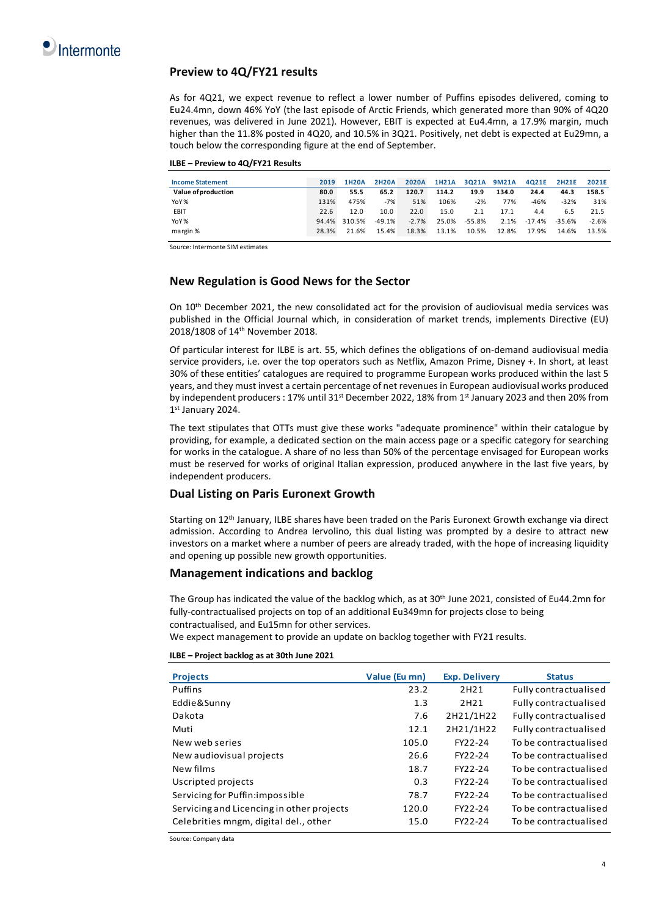## Preview to 4Q/FY21 results

As for 4Q21, we expect revenue to reflect a lower number of Puffins episodes delivered, coming to Eu24.4mn, down 46% YoY (the last episode of Arctic Friends, which generated more than 90% of 4Q20 revenues, was delivered in June 2021). However, EBIT is expected at Eu4.4mn, a 17.9% margin, much higher than the 11.8% posted in 4Q20, and 10.5% in 3Q21. Positively, net debt is expected at Eu29mn, a touch below the corresponding figure at the end of September.

**ILBE – Preview to 4Q/FY21 Results**

| Income Statement | 2019 | 1H20A | 2H20A | 2020A | 1H21A | 3Q21A | 9M21A | 4Q21E | 2H21E | 2021E |
|---|---|---|---|---|---|---|---|---|---|---|
| **Value of production** | **80.0** | **55.5** | **65.2** | **120.7** | **114.2** | **19.9** | **134.0** | **24.4** | **44.3** | **158.5** |
| YoY % | 131% | 475% | -7% | 51% | 106% | -2% | 77% | -46% | -32% | 31% |
| EBIT | 22.6 | 12.0 | 10.0 | 22.0 | 15.0 | 2.1 | 17.1 | 4.4 | 6.5 | 21.5 |
| YoY % | 94.4% | 310.5% | -49.1% | -2.7% | 25.0% | -55.8% | 2.1% | -17.4% | -35.6% | -2.6% |
| margin % | 28.3% | 21.6% | 15.4% | 18.3% | 13.1% | 10.5% | 12.8% | 17.9% | 14.6% | 13.5% |

Source: Intermonte SIM estimates

## New Regulation is Good News for the Sector

On 10th December 2021, the new consolidated act for the provision of audiovisual media services was published in the Official Journal which, in consideration of market trends, implements Directive (EU) 2018/1808 of 14th November 2018.

Of particular interest for ILBE is art. 55, which defines the obligations of on-demand audiovisual media service providers, i.e. over the top operators such as Netflix, Amazon Prime, Disney +. In short, at least 30% of these entities' catalogues are required to programme European works produced within the last 5 years, and they must invest a certain percentage of net revenues in European audiovisual works produced by independent producers : 17% until 31st December 2022, 18% from 1st January 2023 and then 20% from 1st January 2024.

The text stipulates that OTTs must give these works "adequate prominence" within their catalogue by providing, for example, a dedicated section on the main access page or a specific category for searching for works in the catalogue. A share of no less than 50% of the percentage envisaged for European works must be reserved for works of original Italian expression, produced anywhere in the last five years, by independent producers.

## Dual Listing on Paris Euronext Growth

Starting on 12th January, ILBE shares have been traded on the Paris Euronext Growth exchange via direct admission. According to Andrea Iervolino, this dual listing was prompted by a desire to attract new investors on a market where a number of peers are already traded, with the hope of increasing liquidity and opening up possible new growth opportunities.

## Management indications and backlog

The Group has indicated the value of the backlog which, as at 30th June 2021, consisted of Eu44.2mn for fully-contractualised projects on top of an additional Eu349mn for projects close to being contractualised, and Eu15mn for other services.
We expect management to provide an update on backlog together with FY21 results.

**ILBE – Project backlog as at 30th June 2021**

| Projects | Value (Eu mn) | Exp. Delivery | Status |
|---|---|---|---|
| Puffins | 23.2 | 2H21 | Fully contractualised |
| Eddie&Sunny | 1.3 | 2H21 | Fully contractualised |
| Dakota | 7.6 | 2H21/1H22 | Fully contractualised |
| Muti | 12.1 | 2H21/1H22 | Fully contractualised |
| New web series | 105.0 | FY22-24 | To be contractualised |
| New audiovisual projects | 26.6 | FY22-24 | To be contractualised |
| New films | 18.7 | FY22-24 | To be contractualised |
| Uscripted projects | 0.3 | FY22-24 | To be contractualised |
| Servicing for Puffin:impossible | 78.7 | FY22-24 | To be contractualised |
| Servicing and Licencing in other projects | 120.0 | FY22-24 | To be contractualised |
| Celebrities mngm, digital del., other | 15.0 | FY22-24 | To be contractualised |

Source: Company data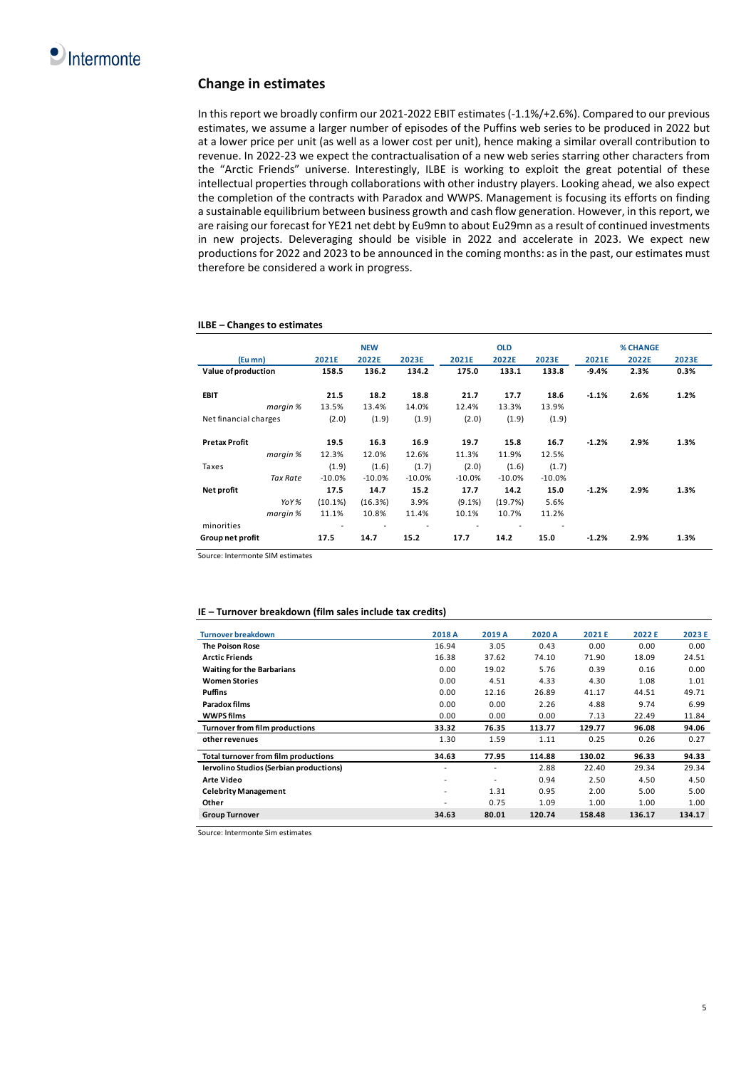## Change in estimates

In this report we broadly confirm our 2021-2022 EBIT estimates (-1.1%/+2.6%). Compared to our previous estimates, we assume a larger number of episodes of the Puffins web series to be produced in 2022 but at a lower price per unit (as well as a lower cost per unit), hence making a similar overall contribution to revenue. In 2022-23 we expect the contractualisation of a new web series starring other characters from the "Arctic Friends" universe. Interestingly, ILBE is working to exploit the great potential of these intellectual properties through collaborations with other industry players. Looking ahead, we also expect the completion of the contracts with Paradox and WWPS. Management is focusing its efforts on finding a sustainable equilibrium between business growth and cash flow generation. However, in this report, we are raising our forecast for YE21 net debt by Eu9mn to about Eu29mn as a result of continued investments in new projects. Deleveraging should be visible in 2022 and accelerate in 2023. We expect new productions for 2022 and 2023 to be announced in the coming months: as in the past, our estimates must therefore be considered a work in progress.

**ILBE – Changes to estimates**

| | NEW | | | OLD | | | % CHANGE | | |
|---|---|---|---|---|---|---|---|---|---|
| (Eu mn) | 2021E | 2022E | 2023E | 2021E | 2022E | 2023E | 2021E | 2022E | 2023E |
| **Value of production** | **158.5** | **136.2** | **134.2** | **175.0** | **133.1** | **133.8** | **-9.4%** | **2.3%** | **0.3%** |
| **EBIT** | **21.5** | **18.2** | **18.8** | **21.7** | **17.7** | **18.6** | **-1.1%** | **2.6%** | **1.2%** |
| *margin %* | 13.5% | 13.4% | 14.0% | 12.4% | 13.3% | 13.9% | | | |
| Net financial charges | (2.0) | (1.9) | (1.9) | (2.0) | (1.9) | (1.9) | | | |
| **Pretax Profit** | **19.5** | **16.3** | **16.9** | **19.7** | **15.8** | **16.7** | **-1.2%** | **2.9%** | **1.3%** |
| *margin %* | 12.3% | 12.0% | 12.6% | 11.3% | 11.9% | 12.5% | | | |
| Taxes | (1.9) | (1.6) | (1.7) | (2.0) | (1.6) | (1.7) | | | |
| *Tax Rate* | -10.0% | -10.0% | -10.0% | -10.0% | -10.0% | -10.0% | | | |
| **Net profit** | **17.5** | **14.7** | **15.2** | **17.7** | **14.2** | **15.0** | **-1.2%** | **2.9%** | **1.3%** |
| *YoY %* | (10.1%) | (16.3%) | 3.9% | (9.1%) | (19.7%) | 5.6% | | | |
| *margin %* | 11.1% | 10.8% | 11.4% | 10.1% | 10.7% | 11.2% | | | |
| minorities | - | - | - | - | - | - | | | |
| **Group net profit** | **17.5** | **14.7** | **15.2** | **17.7** | **14.2** | **15.0** | **-1.2%** | **2.9%** | **1.3%** |

Source: Intermonte SIM estimates

**IE – Turnover breakdown (film sales include tax credits)**

| Turnover breakdown | 2018 A | 2019 A | 2020 A | 2021 E | 2022 E | 2023 E |
|---|---|---|---|---|---|---|
| **The Poison Rose** | 16.94 | 3.05 | 0.43 | 0.00 | 0.00 | 0.00 |
| **Arctic Friends** | 16.38 | 37.62 | 74.10 | 71.90 | 18.09 | 24.51 |
| **Waiting for the Barbarians** | 0.00 | 19.02 | 5.76 | 0.39 | 0.16 | 0.00 |
| **Women Stories** | 0.00 | 4.51 | 4.33 | 4.30 | 1.08 | 1.01 |
| **Puffins** | 0.00 | 12.16 | 26.89 | 41.17 | 44.51 | 49.71 |
| **Paradox films** | 0.00 | 0.00 | 2.26 | 4.88 | 9.74 | 6.99 |
| **WWPS films** | 0.00 | 0.00 | 0.00 | 7.13 | 22.49 | 11.84 |
| **Turnover from film productions** | **33.32** | **76.35** | **113.77** | **129.77** | **96.08** | **94.06** |
| **other revenues** | 1.30 | 1.59 | 1.11 | 0.25 | 0.26 | 0.27 |
| **Total turnover from film productions** | **34.63** | **77.95** | **114.88** | **130.02** | **96.33** | **94.33** |
| **Iervolino Studios (Serbian productions)** | - | - | 2.88 | 22.40 | 29.34 | 29.34 |
| **Arte Video** | - | - | 0.94 | 2.50 | 4.50 | 4.50 |
| **Celebrity Management** | - | 1.31 | 0.95 | 2.00 | 5.00 | 5.00 |
| **Other** | - | 0.75 | 1.09 | 1.00 | 1.00 | 1.00 |
| **Group Turnover** | **34.63** | **80.01** | **120.74** | **158.48** | **136.17** | **134.17** |

Source: Intermonte Sim estimates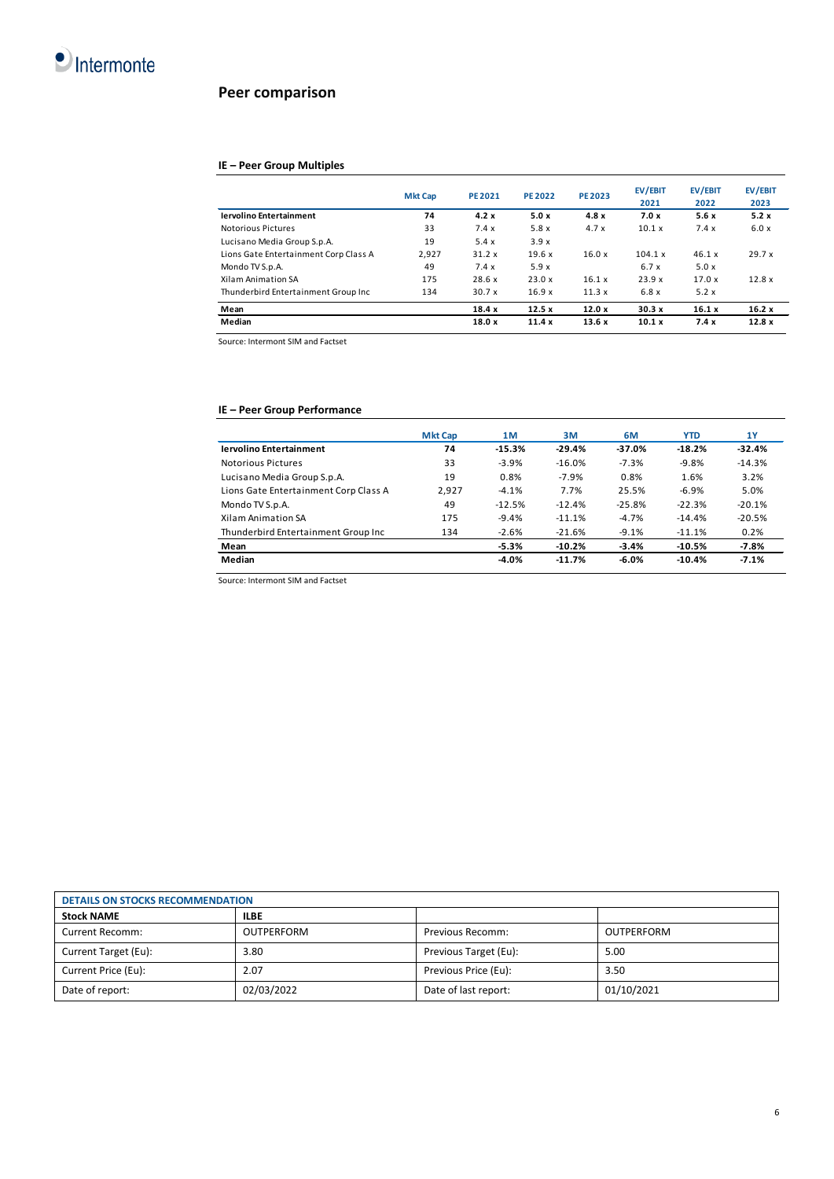## Peer comparison

### IE – Peer Group Multiples

| | Mkt Cap | PE 2021 | PE 2022 | PE 2023 | EV/EBIT 2021 | EV/EBIT 2022 | EV/EBIT 2023 |
|---|---|---|---|---|---|---|---|
| **Iervolino Entertainment** | **74** | **4.2 x** | **5.0 x** | **4.8 x** | **7.0 x** | **5.6 x** | **5.2 x** |
| Notorious Pictures | 33 | 7.4 x | 5.8 x | 4.7 x | 10.1 x | 7.4 x | 6.0 x |
| Lucisano Media Group S.p.A. | 19 | 5.4 x | 3.9 x | | | | |
| Lions Gate Entertainment Corp Class A | 2,927 | 31.2 x | 19.6 x | 16.0 x | 104.1 x | 46.1 x | 29.7 x |
| Mondo TV S.p.A. | 49 | 7.4 x | 5.9 x | | 6.7 x | 5.0 x | |
| Xilam Animation SA | 175 | 28.6 x | 23.0 x | 16.1 x | 23.9 x | 17.0 x | 12.8 x |
| Thunderbird Entertainment Group Inc | 134 | 30.7 x | 16.9 x | 11.3 x | 6.8 x | 5.2 x | |
| **Mean** | | **18.4 x** | **12.5 x** | **12.0 x** | **30.3 x** | **16.1 x** | **16.2 x** |
| **Median** | | **18.0 x** | **11.4 x** | **13.6 x** | **10.1 x** | **7.4 x** | **12.8 x** |

Source: Intermont SIM and Factset

### IE – Peer Group Performance

| | Mkt Cap | 1M | 3M | 6M | YTD | 1Y |
|---|---|---|---|---|---|---|
| **Iervolino Entertainment** | **74** | **-15.3%** | **-29.4%** | **-37.0%** | **-18.2%** | **-32.4%** |
| Notorious Pictures | 33 | -3.9% | -16.0% | -7.3% | -9.8% | -14.3% |
| Lucisano Media Group S.p.A. | 19 | 0.8% | -7.9% | 0.8% | 1.6% | 3.2% |
| Lions Gate Entertainment Corp Class A | 2,927 | -4.1% | 7.7% | 25.5% | -6.9% | 5.0% |
| Mondo TV S.p.A. | 49 | -12.5% | -12.4% | -25.8% | -22.3% | -20.1% |
| Xilam Animation SA | 175 | -9.4% | -11.1% | -4.7% | -14.4% | -20.5% |
| Thunderbird Entertainment Group Inc | 134 | -2.6% | -21.6% | -9.1% | -11.1% | 0.2% |
| **Mean** | | **-5.3%** | **-10.2%** | **-3.4%** | **-10.5%** | **-7.8%** |
| **Median** | | **-4.0%** | **-11.7%** | **-6.0%** | **-10.4%** | **-7.1%** |

Source: Intermont SIM and Factset

| DETAILS ON STOCKS RECOMMENDATION | | | |
|---|---|---|---|
| **Stock NAME** | **ILBE** | | |
| Current Recomm: | OUTPERFORM | Previous Recomm: | OUTPERFORM |
| Current Target (Eu): | 3.80 | Previous Target (Eu): | 5.00 |
| Current Price (Eu): | 2.07 | Previous Price (Eu): | 3.50 |
| Date of report: | 02/03/2022 | Date of last report: | 01/10/2021 |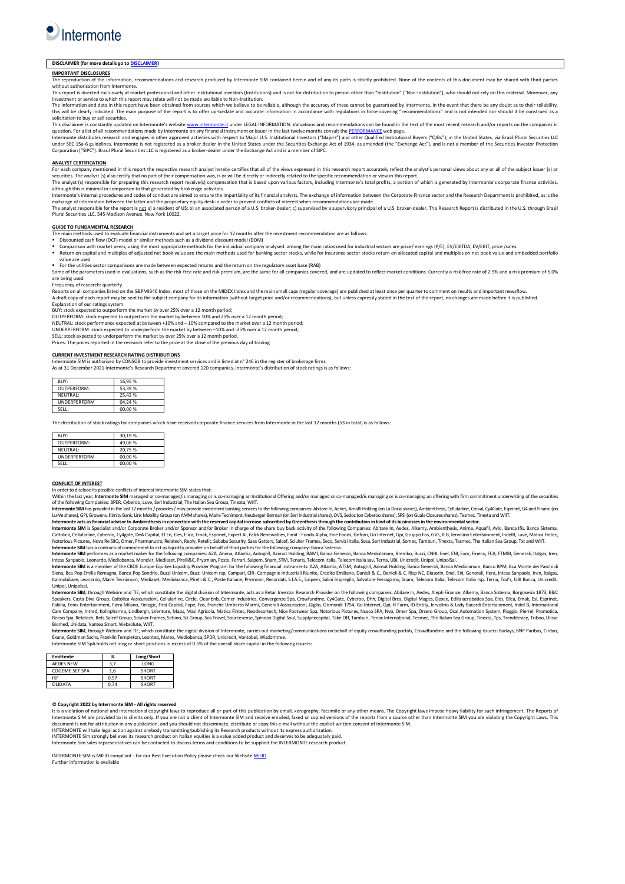Intermonte

**DISCLAIMER (for more details go to DISCLAIMER)**

**IMPORTANT DISCLOSURES**

The reproduction of the information, recommendations and research produced by Intermonte SIM contained herein and of any its parts is strictly prohibited. None of the contents of this document may be shared with third parties without authorisation from Intermonte.

This report is directed exclusively at market professional and other institutional investors (Institutions) and is not for distribution to person other than "Institution" ("Non-Institution"), who should not rely on this material. Moreover, any investment or service to which this report may relate will not be made available to Non-Institution.

The information and data in this report have been obtained from sources which we believe to be reliable, although the accuracy of these cannot be guaranteed by Intermonte. In the event that there be any doubt as to their reliability, this will be clearly indicated. The main purpose of the report is to offer up-to-date and accurate information in accordance with regulations in force covering "recommendations" and is not intended nor should it be construed as a solicitation to buy or sell securities.

This disclaimer is constantly updated on Intermonte's website www.intermonte.it under LEGAL INFORMATION. Valuations and recommendations can be found in the text of the most recent research and/or reports on the companies in question. For a list of all recommendations made by Intermonte on any financial instrument or issuer in the last twelve months consult the PERFORMANCE web page.

Intermonte distributes research and engages in other approved activities with respect to Major U.S. Institutional Investors ("Majors") and other Qualified Institutional Buyers ("QIBs"), in the United States, via Brasil Plural Securities LLC under SEC 15a-6 guidelines. Intermonte is not registered as a broker dealer in the United States under the Securities Exchange Act of 1934, as amended (the "Exchange Act"), and is not a member of the Securities Investor Protection Corporation ("SIPC"). Brasil Plural Securities LLC is registered as a broker-dealer under the Exchange Act and is a member of SIPC.

**ANALYST CERTIFICATION**

For each company mentioned in this report the respective research analyst hereby certifies that all of the views expressed in this research report accurately reflect the analyst's personal views about any or all of the subject issuer (s) or securities. The analyst (s) also certify that no part of their compensation was, is or will be directly or indirectly related to the specific recommendation or view in this report.

The analyst (s) responsible for preparing this research report receive(s) compensation that is based upon various factors, including Intermonte's total profits, a portion of which is generated by Intermonte's corporate finance activities, although this is minimal in comparison to that generated by brokerage activities.

Intermonte's internal procedures and codes of conduct are aimed to ensure the impartiality of its financial analysts. The exchange of information between the Corporate Finance sector and the Research Department is prohibited, as is the exchange of information between the latter and the proprietary equity desk in order to prevent conflicts of interest when recommendations are made.

The analyst responsible for the report is not a) a resident of US; b) an associated person of a U.S. broker-dealer; c) supervised by a supervisory principal of a U.S. broker-dealer. This Research Report is distributed in the U.S. through Brasil Plural Securities LLC, 545 Madison Avenue, New York 10022.

**GUIDE TO FUNDAMENTAL RESEARCH**

The main methods used to evaluate financial instruments and set a target price for 12 months after the investment recommendation are as follows:

- Discounted cash flow (DCF) model or similar methods such as a dividend discount model (DDM)
- Comparison with market peers, using the most appropriate methods for the individual company analysed: among the main ratios used for industrial sectors are price/ earnings (P/E), EV/EBITDA, EV/EBIT, price /sales.
- Return on capital and multiples of adjusted net book value are the main methods used for banking sector stocks, while for insurance sector stocks return on allocated capital and multiples on net book value and embedded portfolio value are used
- For the utilities sector comparisons are made between expected returns and the return on the regulatory asset base (RAB)

Some of the parameters used in evaluations, such as the risk-free rate and risk premium, are the same for all companies covered, and are updated to reflect market conditions. Currently a risk-free rate of 2.5% and a risk premium of 5.0% are being used.

Frequency of research: quarterly.

Reports on all companies listed on the S&PMIB40 Index, most of those on the MIDEX Index and the main small caps (regular coverage) are published at least once per quarter to comment on results and important newsflow.

A draft copy of each report may be sent to the subject company for its information (without target price and/or recommendations), but unless expressly stated in the text of the report, no changes are made before it is published.

Explanation of our ratings system:

BUY: stock expected to outperform the market by over 25% over a 12 month period;

OUTPERFORM: stock expected to outperform the market by between 10% and 25% over a 12 month period;

NEUTRAL: stock performance expected at between +10% and – 10% compared to the market over a 12 month period;

UNDERPERFORM: stock expected to underperform the market by between –10% and -25% over a 12 month period;

SELL: stock expected to underperform the market by over 25% over a 12 month period.

Prices: The prices reported in the research refer to the price at the close of the previous day of trading

**CURRENT INVESTMENT RESEARCH RATING DISTRIBUTIONS**

Intermonte SIM is authorised by CONSOB to provide investment services and is listed at n° 246 in the register of brokerage firms.

As at 31 December 2021 Intermonte's Research Department covered 120 companies. Intermonte's distribution of stock ratings is as follows:

| | |
|---|---|
| BUY: | 16,95 % |
| OUTPERFORM: | 53,39 % |
| NEUTRAL: | 25,42 % |
| UNDERPERFORM | 04,24 % |
| SELL: | 00,00 % |

The distribution of stock ratings for companies which have received corporate finance services from Intermonte in the last 12 months (53 in total) is as follows:

| | |
|---|---|
| BUY: | 30,19 % |
| OUTPERFORM: | 49,06 % |
| NEUTRAL: | 20,75 % |
| UNDERPERFORM | 00,00 % |
| SELL: | 00,00 % |

**CONFLICT OF INTEREST**

In order to disclose its possible conflicts of interest Intermonte SIM states that:

Within the last year, **Intermonte SIM** managed or co-managed/is managing or is co-managing an Institutional Offering and/or managed or co-managed/is managing or is co-managing an offering with firm commitment underwriting of the securities of the following Companies: BPER, Cyberoo, Luve, Seri Industrial, The Italian Sea Group, Tinexta, WIIT.

**Intermonte SIM** has provided in the last 12 months / provides / may provide investment banking services to the following companies: Abitare In, Aedes, Amalfi Holding (on La Doria shares), Ambienthesis, Cellularline, Creval, Cy4Gate, Esprinet, G4 and Finami (on Lu-Ve shares), GPI, Growens, illimity Bank, Link Mobility Group (on AMM shares), Maire Tecnimont, Neuberger Berman (on Seri Industrial shares), OVS, Sedoc (on Cyberoo shares), SPSI (on Guala Closures shares), Tesmec, Tinexta and WIIT.

**Intermonte acts as financial advisor to Ambienthesis in connection with the reserved capital increase subscribed by Greenthesis through the contribution in kind of its businesses in the environmental sector.**

**Intermonte SIM** is Specialist and/or Corporate Broker and/or Sponsor and/or Broker in charge of the share buy back activity of the following Companies: Abitare In, Aedes, Alkemy, Ambienthesis, Anima, Aquafil, Avio, Banca Ifis, Banca Sistema, Cattolica, Cellularline, Cyberoo, Cy4gate, DeA Capital, El.En, Eles, Elica, Emak, Esprinet, Expert AI, Falck Renewables, Fimit - Fondo Alpha, Fine Foods, Gefran, Go Internet, Gpi, Gruppo Fos, GVS, IEG, Iervolino Entertainment, IndelB, Luve, Matica Fintec, Notorious Pictures, Nova Re SIIQ, Omer, Pharmanutra, Relatech, Reply, Retelit, Sababa Security, Saes Getters, Salcef, Sciuker Frames, Seco, Servizi Italia, Sesa, Seri Industrial, Somec, Tamburi, Tinexta, Tesmec, The Italian Sea Group, Txt and WIIT.

**Intermonte SIM** has a contractual commitment to act as liquidity provider on behalf of third parties for the following company: Banca Sistema.

**Intermonte SIM** performes as a market maker for the following companies: A2A, Amina, Atlantia, Autogrill, Azimut Holding, BAMI, Banca Generali, Banca Mediolanum, Brembo, Buzzi, CNHI, Enel, ENI, Exor, Fineco, FCA, FTMIB, Generali, Italgas, Iren, Intesa Sanpaolo, Leonardo, Mediobanca, Moncler, Mediaset, Pirelli&C, Prysmian, Poste, Ferrari, Saipem, Snam, STM, Tenaris, Telecom Italia, Telecom Italia sav, Terna, UBI, Unicredit, Unipol, UnipolSai.

**Intermonte SIM** is a member of the CBOE Europe Equities Liquidity Provider Program for the following financial instruments: A2A, Atlantia, ATSM, Autogrill, Azimut Holding, Banca Generali, Banca Mediolanum, Banco BPM, Bca Monte dei Paschi di Siena, Bca Pop Emilia Romagna, Banca Pop Sondrio, Buzzi Unicem, Buzzi Unicem rsp, Campari, CIR- Compagnie Industriali Riunite, Credito Emiliano, Danieli & C., Danieli & C. Risp NC, Diasorin, Enel, Eni, Generali, Hera, Intesa Sanpaolo, Iren, Italgas, Italmobiliare, Leonardo, Maire Tecnimont, Mediaset, Mediobanca, Pirelli & C., Poste Italiane, Prysmian, Recordati, S.I.A.S., Saipem, Salini Impregilo, Salvatore Ferragamo, Snam, Telecom Italia, Telecom Italia rsp, Terna, Tod's, UBI Banca, Unicredit, Unipol, Unipolsai.

**Intermonte SIM**, through Websim and TIE, which constitute the digital division of Intermonte, acts as a Retail Investor Research Provider on the following companies: Abitare In, Aedes, Aleph Finance, Alkemy, Banca Sistema, Borgosesia 1873, B&C Speakers, Casta Diva Group, Cattolica Assicurazioni, Cellularline, Circle, Cleanbnb, Comer Industries, Convergenze Spa, Crowdfundme, Cy4Gate, Cyberoo, Dhh, Digital Bros, Digital Magics, Doxee, Ediliziacrobatica Spa, Eles, Elica, Emak, Esi, Esprinet, Fabilia, Fenix Entertainment, Fiera Milano, Finlogic, First Capital, Fope, Fos, Franche Umberto Marmi, Generali Assicurazioni, Giglio, Gismondi 1754, Go Internet, Gpi, H-Farm, ID-Entity, Iervolino & Lady Bacardi Entertainment, Indel B, International Care Company, Intred, Kolinpharma, Lindbergh, LVenture, Maps, Masi Agricola, Matica Fintec, Neodecortech, Nice Footwear Spa, Notorious Pictures, Nusco SPA, Nvp, Omer Spa, Orsero Group, Osai Automation System, Piaggio, Pierrel, Promotica, Reevo Spa, Relatech, Reti, Salcef Group, Sciuker Frames, Sebino, Sit Group, Sos Travel, Sourcesense, Spindox Digital Soul, Supplynecapital, Take Off, Tamburi, Tenax International, Tesmec, The Italian Sea Group, Tinexta, Tps, Trenddevice, Triboo, Ulisse Biomed, Unidata, Vantea Smart, Websolute, WIIT.

**Intermonte SIM**, through Websim and TIE, which constitute the digital division of Intermonte, carries out marketing/communications on behalf of equity crowdfunding portals, Crowdfundme and the following issuers: Barlays, BNP Paribas, Cirdan, Exane, Goldman Sachs, Franklin Templeton, Leonteq, Marex, Mediobanca, SPDR, Unicredit, Vontobel, Wisdomtree.

Intermonte SIM SpA holds net long or short positions in excess of 0.5% of the overall share capital in the following issuers:

| Emittente | % | Long/Short |
|---|---|---|
| AEDES NEW | 3,7 | LONG |
| COGEME SET SPA | 1,6 | SHORT |
| IKF | 0,57 | SHORT |
| OLIDATA | 0,74 | SHORT |

**© Copyright 2022 by Intermonte SIM - All rights reserved**

It is a violation of national and international copyright laws to reproduce all or part of this publication by email, xerography, facsimile or any other means. The Copyright laws impose heavy liability for such infringement. The Reports of Intermonte SIM are provided to its clients only. If you are not a client of Intermonte SIM and receive emailed, faxed or copied versions of the reports from a source other than Intermonte SIM you are violating the Copyright Laws. This document is not for attribution in any publication, and you should not disseminate, distribute or copy this e-mail without the explicit written consent of Intermonte SIM.

INTERMONTE will take legal action against anybody transmitting/publishing its Research products without its express authorization.

INTERMONTE Sim strongly believes its research product on Italian equities is a value added product and deserves to be adequately paid.

Intermonte Sim sales representatives can be contacted to discuss terms and conditions to be supplied the INTERMONTE research product.

INTERMONTE SIM is MIFID compliant - for our Best Execution Policy please check our Website MiFID

Further information is available